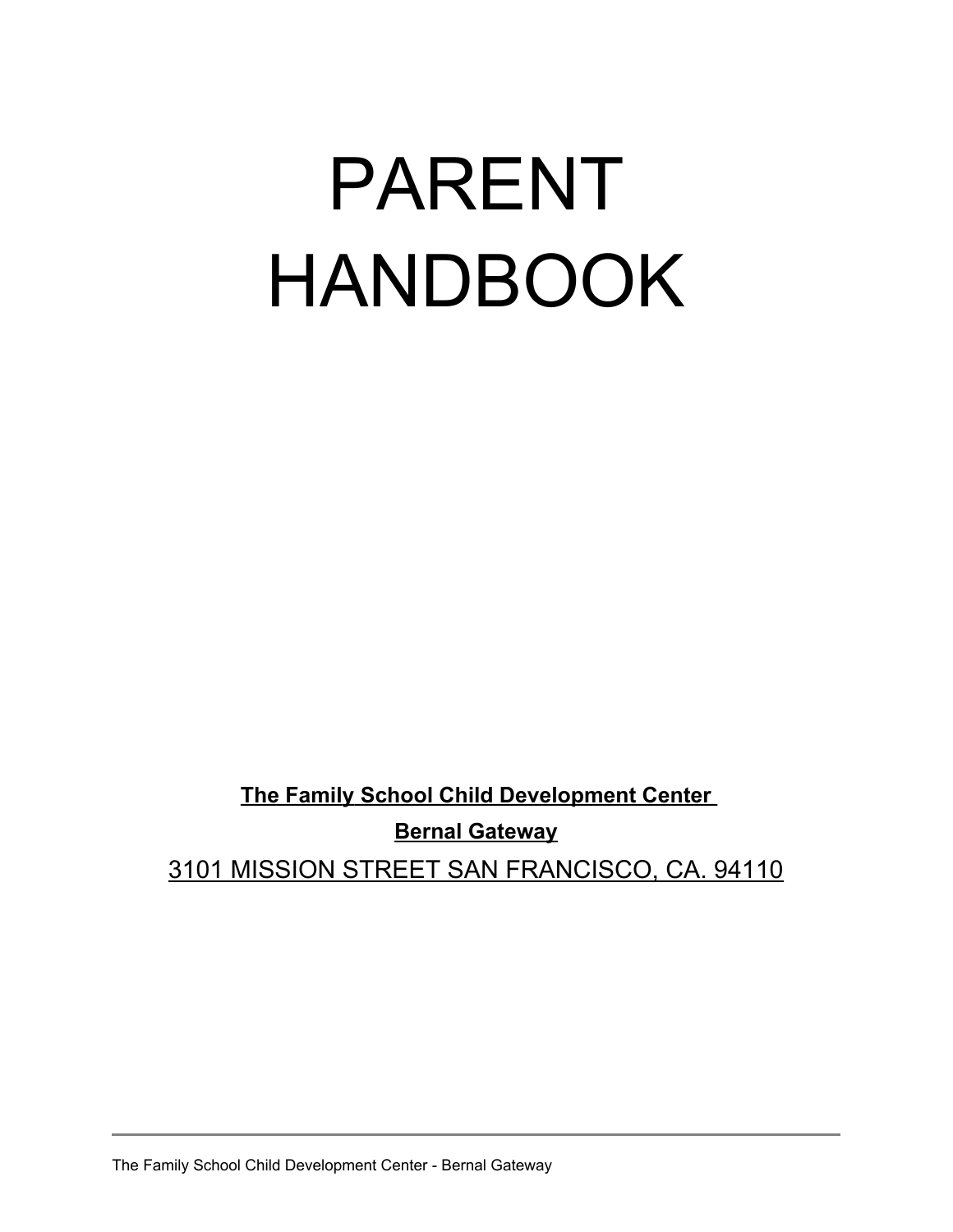# PARENT HANDBOOK

**The Family School Child Development Center**

**Bernal Gateway**

3101 MISSION STREET SAN FRANCISCO, CA. 94110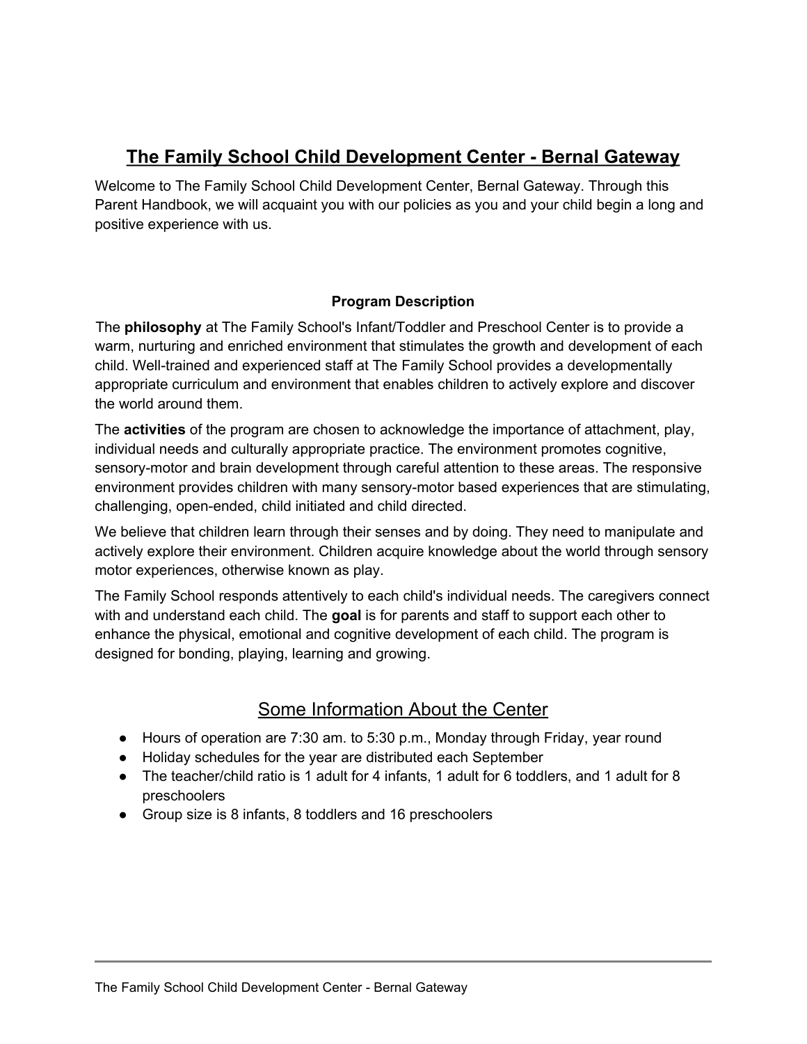# The Family School Child Development Center - Bernal Gateway

Welcome to The Family School Child Development Center, Bernal Gateway. Through this Parent Handbook, we will acquaint you with our policies as you and your child begin a long and positive experience with us.

### Program Description

The **philosophy** at The Family School's Infant/Toddler and Preschool Center is to provide a warm, nurturing and enriched environment that stimulates the growth and development of each child. Well-trained and experienced staff at The Family School provides a developmentally appropriate curriculum and environment that enables children to actively explore and discover the world around them.

The **activities** of the program are chosen to acknowledge the importance of attachment, play, individual needs and culturally appropriate practice. The environment promotes cognitive, sensory-motor and brain development through careful attention to these areas. The responsive environment provides children with many sensory-motor based experiences that are stimulating, challenging, open-ended, child initiated and child directed.

We believe that children learn through their senses and by doing. They need to manipulate and actively explore their environment. Children acquire knowledge about the world through sensory motor experiences, otherwise known as play.

The Family School responds attentively to each child's individual needs. The caregivers connect with and understand each child. The **goal** is for parents and staff to support each other to enhance the physical, emotional and cognitive development of each child. The program is designed for bonding, playing, learning and growing.

## Some Information About the Center

- Hours of operation are 7:30 am. to 5:30 p.m., Monday through Friday, year round
- Holiday schedules for the year are distributed each September
- The teacher/child ratio is 1 adult for 4 infants, 1 adult for 6 toddlers, and 1 adult for 8 preschoolers
- Group size is 8 infants, 8 toddlers and 16 preschoolers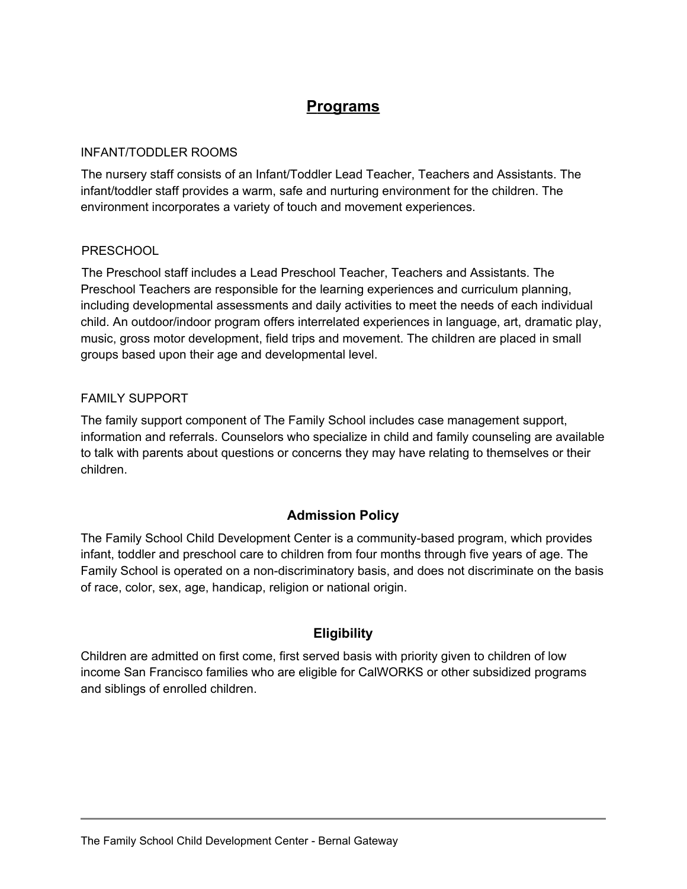# Programs

### INFANT/TODDLER ROOMS

The nursery staff consists of an Infant/Toddler Lead Teacher, Teachers and Assistants. The infant/toddler staff provides a warm, safe and nurturing environment for the children. The environment incorporates a variety of touch and movement experiences.

### PRESCHOOL

The Preschool staff includes a Lead Preschool Teacher, Teachers and Assistants. The Preschool Teachers are responsible for the learning experiences and curriculum planning, including developmental assessments and daily activities to meet the needs of each individual child. An outdoor/indoor program offers interrelated experiences in language, art, dramatic play, music, gross motor development, field trips and movement. The children are placed in small groups based upon their age and developmental level.

### FAMILY SUPPORT

The family support component of The Family School includes case management support, information and referrals. Counselors who specialize in child and family counseling are available to talk with parents about questions or concerns they may have relating to themselves or their children.

## Admission Policy

The Family School Child Development Center is a community-based program, which provides infant, toddler and preschool care to children from four months through five years of age. The Family School is operated on a non-discriminatory basis, and does not discriminate on the basis of race, color, sex, age, handicap, religion or national origin.

## Eligibility

Children are admitted on first come, first served basis with priority given to children of low income San Francisco families who are eligible for CalWORKS or other subsidized programs and siblings of enrolled children.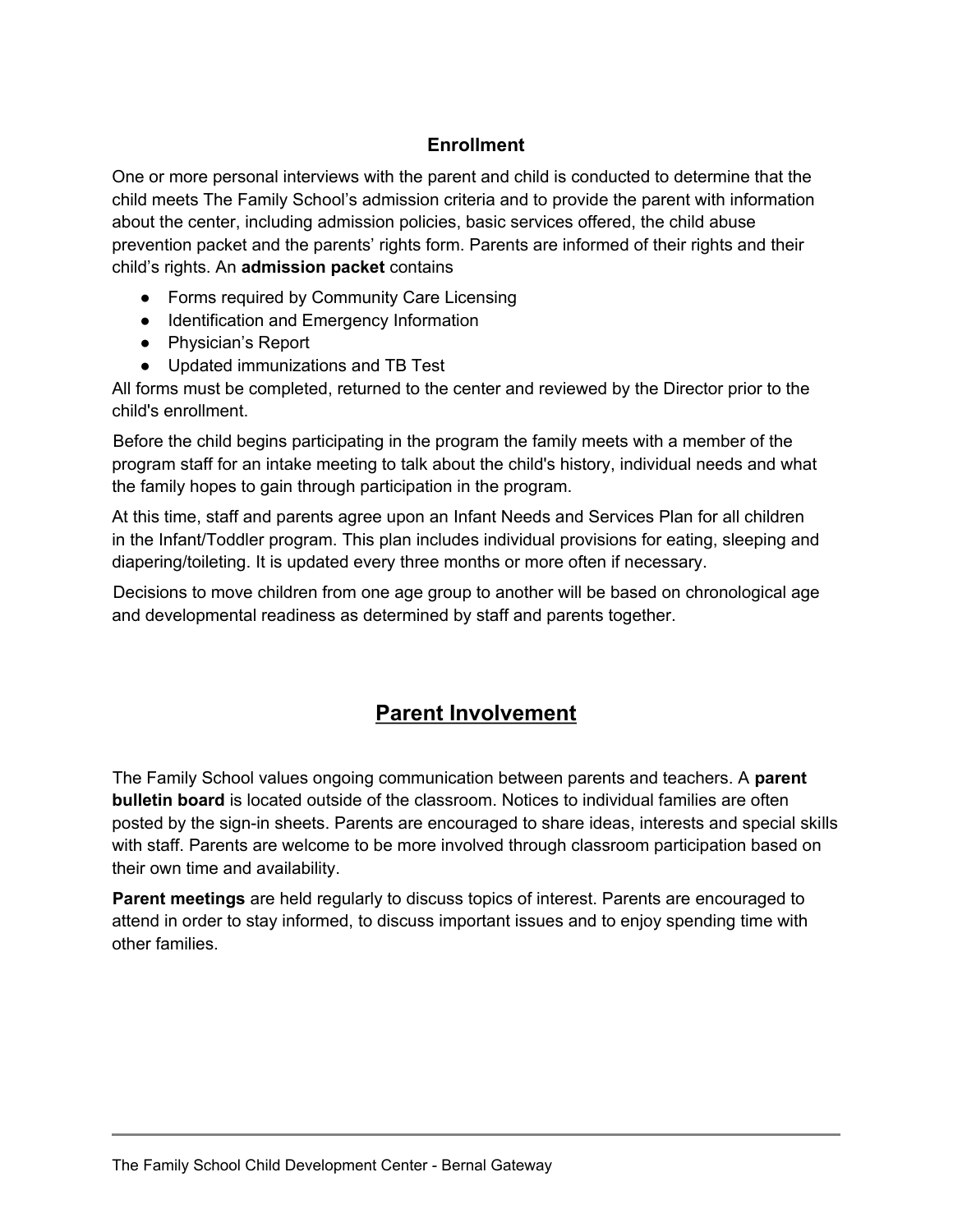## Enrollment

One or more personal interviews with the parent and child is conducted to determine that the child meets The Family School's admission criteria and to provide the parent with information about the center, including admission policies, basic services offered, the child abuse prevention packet and the parents' rights form. Parents are informed of their rights and their child's rights. An **admission packet** contains

- Forms required by Community Care Licensing
- Identification and Emergency Information
- Physician's Report
- Updated immunizations and TB Test

All forms must be completed, returned to the center and reviewed by the Director prior to the child's enrollment.

Before the child begins participating in the program the family meets with a member of the program staff for an intake meeting to talk about the child's history, individual needs and what the family hopes to gain through participation in the program.

At this time, staff and parents agree upon an Infant Needs and Services Plan for all children in the Infant/Toddler program. This plan includes individual provisions for eating, sleeping and diapering/toileting. It is updated every three months or more often if necessary.

Decisions to move children from one age group to another will be based on chronological age and developmental readiness as determined by staff and parents together.

## Parent Involvement

The Family School values ongoing communication between parents and teachers. A **parent bulletin board** is located outside of the classroom. Notices to individual families are often posted by the sign-in sheets. Parents are encouraged to share ideas, interests and special skills with staff. Parents are welcome to be more involved through classroom participation based on their own time and availability.

**Parent meetings** are held regularly to discuss topics of interest. Parents are encouraged to attend in order to stay informed, to discuss important issues and to enjoy spending time with other families.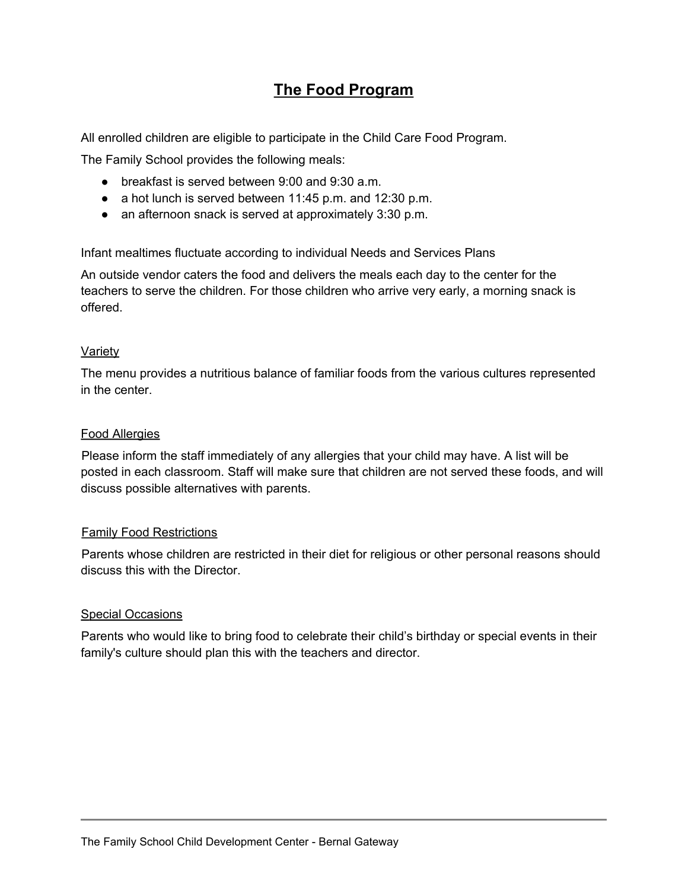# The Food Program

All enrolled children are eligible to participate in the Child Care Food Program.

The Family School provides the following meals:

- breakfast is served between 9:00 and 9:30 a.m.
- a hot lunch is served between 11:45 p.m. and 12:30 p.m.
- an afternoon snack is served at approximately 3:30 p.m.

Infant mealtimes fluctuate according to individual Needs and Services Plans

An outside vendor caters the food and delivers the meals each day to the center for the teachers to serve the children. For those children who arrive very early, a morning snack is offered.

## Variety

The menu provides a nutritious balance of familiar foods from the various cultures represented in the center.

## Food Allergies

Please inform the staff immediately of any allergies that your child may have. A list will be posted in each classroom. Staff will make sure that children are not served these foods, and will discuss possible alternatives with parents.

## Family Food Restrictions

Parents whose children are restricted in their diet for religious or other personal reasons should discuss this with the Director.

## Special Occasions

Parents who would like to bring food to celebrate their child's birthday or special events in their family's culture should plan this with the teachers and director.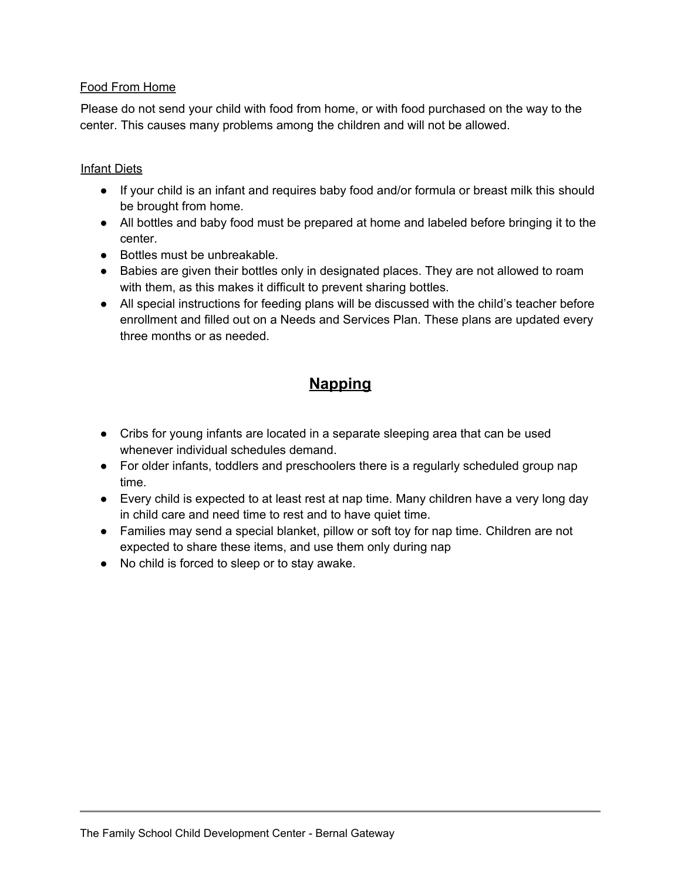### Food From Home

Please do not send your child with food from home, or with food purchased on the way to the center. This causes many problems among the children and will not be allowed.

### Infant Diets

- If your child is an infant and requires baby food and/or formula or breast milk this should be brought from home.
- All bottles and baby food must be prepared at home and labeled before bringing it to the center.
- Bottles must be unbreakable.
- Babies are given their bottles only in designated places. They are not allowed to roam with them, as this makes it difficult to prevent sharing bottles.
- All special instructions for feeding plans will be discussed with the child's teacher before enrollment and filled out on a Needs and Services Plan. These plans are updated every three months or as needed.

## Napping

- Cribs for young infants are located in a separate sleeping area that can be used whenever individual schedules demand.
- For older infants, toddlers and preschoolers there is a regularly scheduled group nap time.
- Every child is expected to at least rest at nap time. Many children have a very long day in child care and need time to rest and to have quiet time.
- Families may send a special blanket, pillow or soft toy for nap time. Children are not expected to share these items, and use them only during nap
- No child is forced to sleep or to stay awake.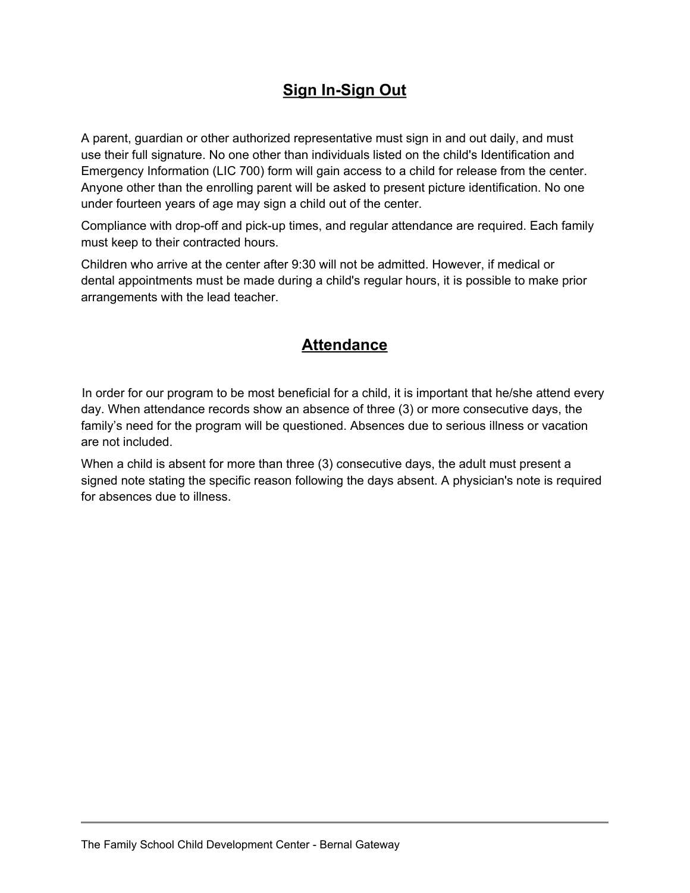## Sign In-Sign Out

A parent, guardian or other authorized representative must sign in and out daily, and must use their full signature. No one other than individuals listed on the child's Identification and Emergency Information (LIC 700) form will gain access to a child for release from the center. Anyone other than the enrolling parent will be asked to present picture identification. No one under fourteen years of age may sign a child out of the center.

Compliance with drop-off and pick-up times, and regular attendance are required. Each family must keep to their contracted hours.

Children who arrive at the center after 9:30 will not be admitted. However, if medical or dental appointments must be made during a child's regular hours, it is possible to make prior arrangements with the lead teacher.

## Attendance

In order for our program to be most beneficial for a child, it is important that he/she attend every day. When attendance records show an absence of three (3) or more consecutive days, the family's need for the program will be questioned. Absences due to serious illness or vacation are not included.

When a child is absent for more than three (3) consecutive days, the adult must present a signed note stating the specific reason following the days absent. A physician's note is required for absences due to illness.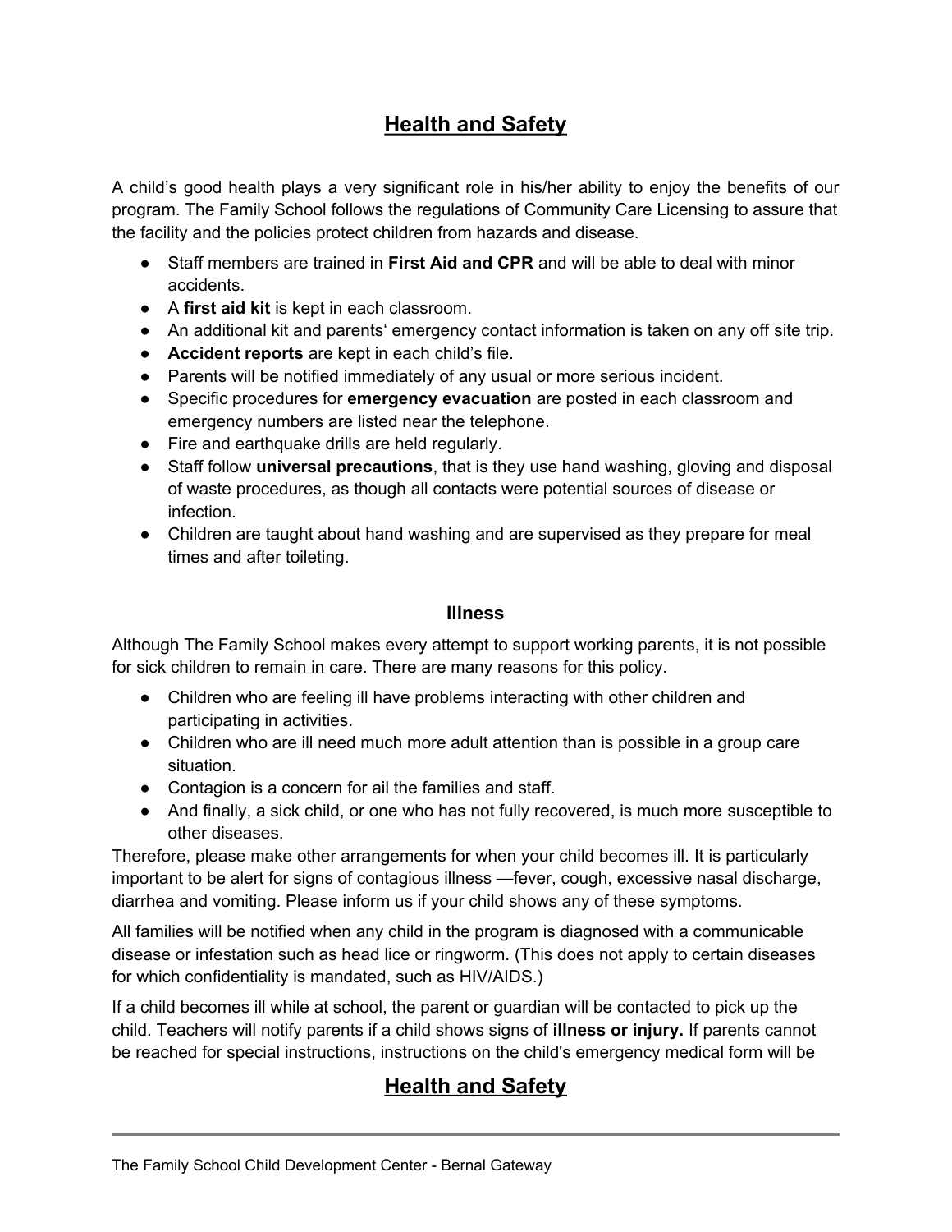# Health and Safety

A child's good health plays a very significant role in his/her ability to enjoy the benefits of our program. The Family School follows the regulations of Community Care Licensing to assure that the facility and the policies protect children from hazards and disease.

- Staff members are trained in **First Aid and CPR** and will be able to deal with minor accidents.
- A **first aid kit** is kept in each classroom.
- An additional kit and parents' emergency contact information is taken on any off site trip.
- **Accident reports** are kept in each child's file.
- Parents will be notified immediately of any usual or more serious incident.
- Specific procedures for **emergency evacuation** are posted in each classroom and emergency numbers are listed near the telephone.
- Fire and earthquake drills are held regularly.
- Staff follow **universal precautions**, that is they use hand washing, gloving and disposal of waste procedures, as though all contacts were potential sources of disease or infection.
- Children are taught about hand washing and are supervised as they prepare for meal times and after toileting.

### Illness

Although The Family School makes every attempt to support working parents, it is not possible for sick children to remain in care. There are many reasons for this policy.

- Children who are feeling ill have problems interacting with other children and participating in activities.
- Children who are ill need much more adult attention than is possible in a group care situation.
- Contagion is a concern for ail the families and staff.
- And finally, a sick child, or one who has not fully recovered, is much more susceptible to other diseases.

Therefore, please make other arrangements for when your child becomes ill. It is particularly important to be alert for signs of contagious illness —fever, cough, excessive nasal discharge, diarrhea and vomiting. Please inform us if your child shows any of these symptoms.

All families will be notified when any child in the program is diagnosed with a communicable disease or infestation such as head lice or ringworm. (This does not apply to certain diseases for which confidentiality is mandated, such as HIV/AIDS.)

If a child becomes ill while at school, the parent or guardian will be contacted to pick up the child. Teachers will notify parents if a child shows signs of **illness or injury.** If parents cannot be reached for special instructions, instructions on the child's emergency medical form will be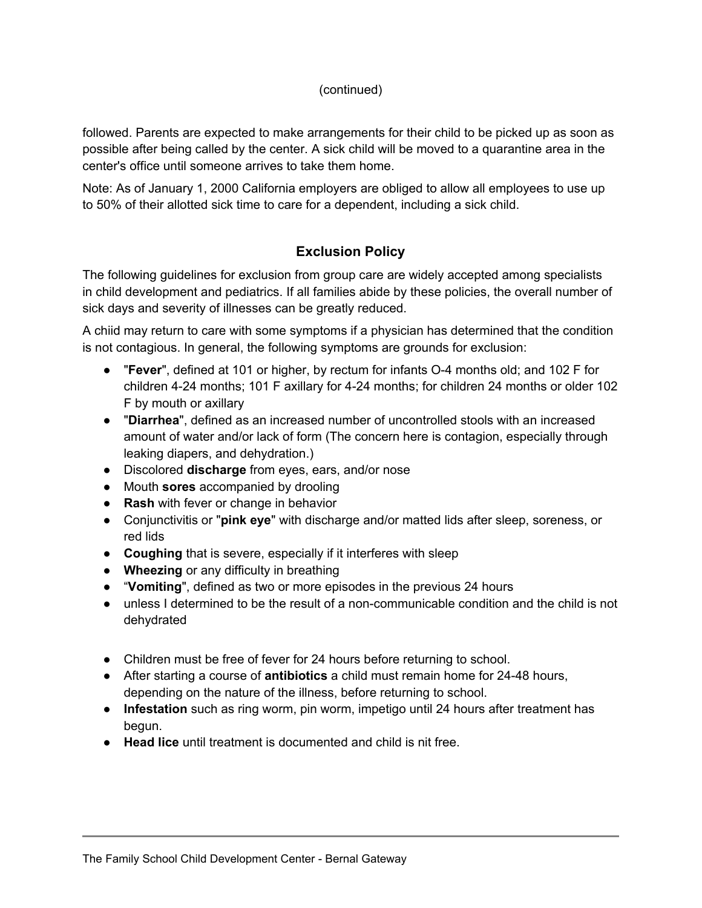(continued)

followed. Parents are expected to make arrangements for their child to be picked up as soon as possible after being called by the center. A sick child will be moved to a quarantine area in the center's office until someone arrives to take them home.

Note: As of January 1, 2000 California employers are obliged to allow all employees to use up to 50% of their allotted sick time to care for a dependent, including a sick child.

## Exclusion Policy

The following guidelines for exclusion from group care are widely accepted among specialists in child development and pediatrics. If all families abide by these policies, the overall number of sick days and severity of illnesses can be greatly reduced.

A chiid may return to care with some symptoms if a physician has determined that the condition is not contagious. In general, the following symptoms are grounds for exclusion:

- "**Fever**", defined at 101 or higher, by rectum for infants O-4 months old; and 102 F for children 4-24 months; 101 F axillary for 4-24 months; for children 24 months or older 102 F by mouth or axillary
- "**Diarrhea**", defined as an increased number of uncontrolled stools with an increased amount of water and/or lack of form (The concern here is contagion, especially through leaking diapers, and dehydration.)
- Discolored **discharge** from eyes, ears, and/or nose
- Mouth **sores** accompanied by drooling
- **Rash** with fever or change in behavior
- Conjunctivitis or "**pink eye**" with discharge and/or matted lids after sleep, soreness, or red lids
- **Coughing** that is severe, especially if it interferes with sleep
- **Wheezing** or any difficulty in breathing
- "**Vomiting**", defined as two or more episodes in the previous 24 hours
- unless I determined to be the result of a non-communicable condition and the child is not dehydrated

- Children must be free of fever for 24 hours before returning to school.
- After starting a course of **antibiotics** a child must remain home for 24-48 hours, depending on the nature of the illness, before returning to school.
- **Infestation** such as ring worm, pin worm, impetigo until 24 hours after treatment has begun.
- **Head lice** until treatment is documented and child is nit free.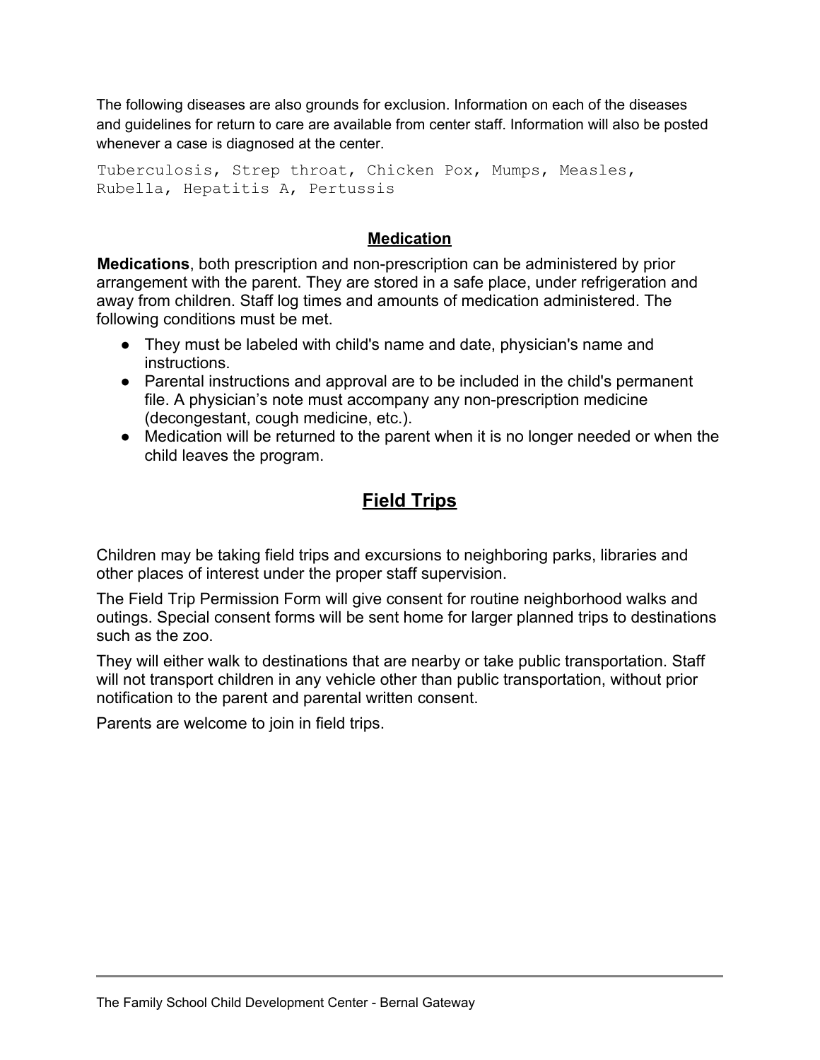The following diseases are also grounds for exclusion. Information on each of the diseases and guidelines for return to care are available from center staff. Information will also be posted whenever a case is diagnosed at the center.

```
Tuberculosis, Strep throat, Chicken Pox, Mumps, Measles,
Rubella, Hepatitis A, Pertussis
```

### Medication

**Medications**, both prescription and non-prescription can be administered by prior arrangement with the parent. They are stored in a safe place, under refrigeration and away from children. Staff log times and amounts of medication administered. The following conditions must be met.

- They must be labeled with child's name and date, physician's name and instructions.
- Parental instructions and approval are to be included in the child's permanent file. A physician's note must accompany any non-prescription medicine (decongestant, cough medicine, etc.).
- Medication will be returned to the parent when it is no longer needed or when the child leaves the program.

## Field Trips

Children may be taking field trips and excursions to neighboring parks, libraries and other places of interest under the proper staff supervision.

The Field Trip Permission Form will give consent for routine neighborhood walks and outings. Special consent forms will be sent home for larger planned trips to destinations such as the zoo.

They will either walk to destinations that are nearby or take public transportation. Staff will not transport children in any vehicle other than public transportation, without prior notification to the parent and parental written consent.

Parents are welcome to join in field trips.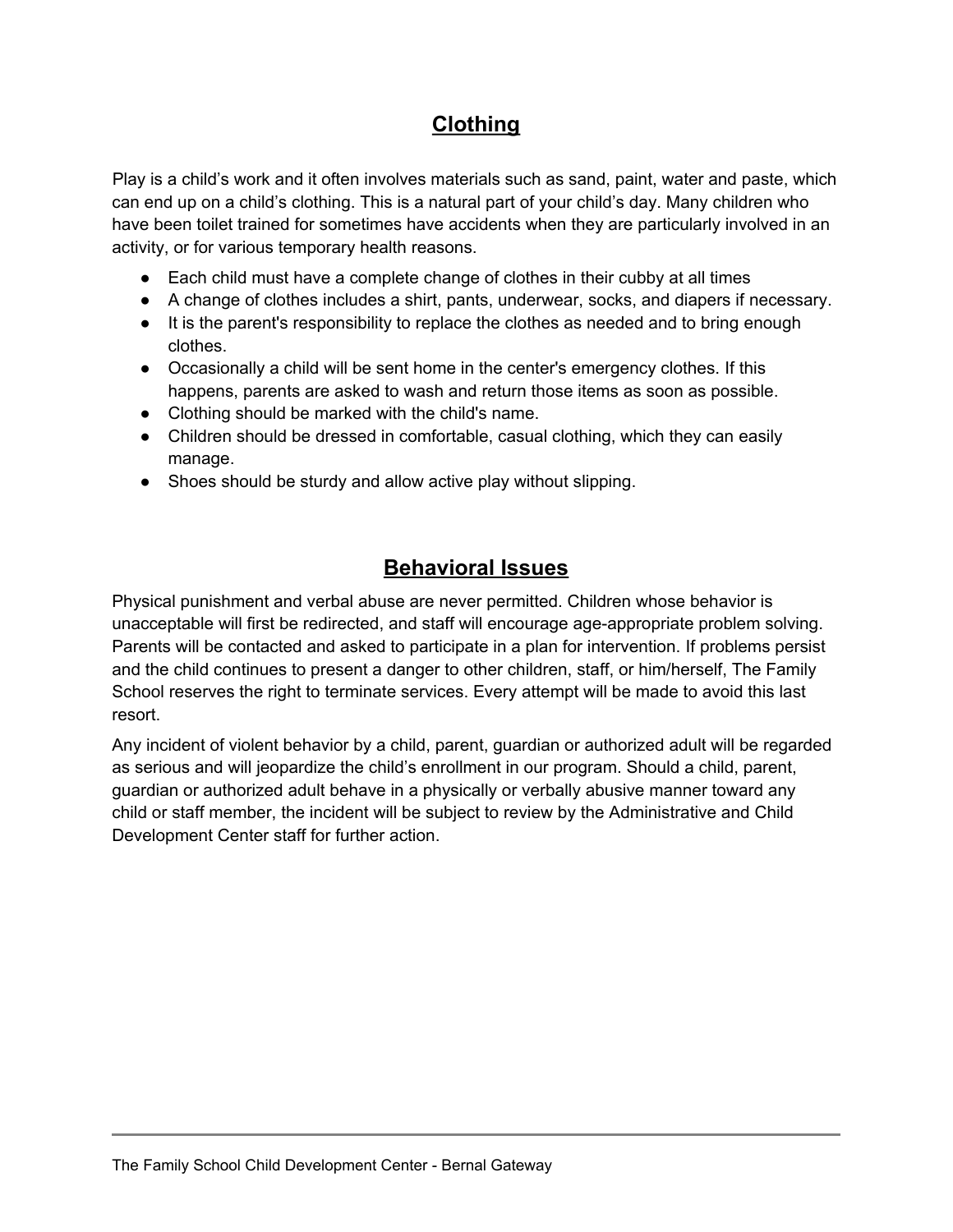## Clothing

Play is a child's work and it often involves materials such as sand, paint, water and paste, which can end up on a child's clothing. This is a natural part of your child's day. Many children who have been toilet trained for sometimes have accidents when they are particularly involved in an activity, or for various temporary health reasons.

- Each child must have a complete change of clothes in their cubby at all times
- A change of clothes includes a shirt, pants, underwear, socks, and diapers if necessary.
- It is the parent's responsibility to replace the clothes as needed and to bring enough clothes.
- Occasionally a child will be sent home in the center's emergency clothes. If this happens, parents are asked to wash and return those items as soon as possible.
- Clothing should be marked with the child's name.
- Children should be dressed in comfortable, casual clothing, which they can easily manage.
- Shoes should be sturdy and allow active play without slipping.

## Behavioral Issues

Physical punishment and verbal abuse are never permitted. Children whose behavior is unacceptable will first be redirected, and staff will encourage age-appropriate problem solving. Parents will be contacted and asked to participate in a plan for intervention. If problems persist and the child continues to present a danger to other children, staff, or him/herself, The Family School reserves the right to terminate services. Every attempt will be made to avoid this last resort.

Any incident of violent behavior by a child, parent, guardian or authorized adult will be regarded as serious and will jeopardize the child's enrollment in our program. Should a child, parent, guardian or authorized adult behave in a physically or verbally abusive manner toward any child or staff member, the incident will be subject to review by the Administrative and Child Development Center staff for further action.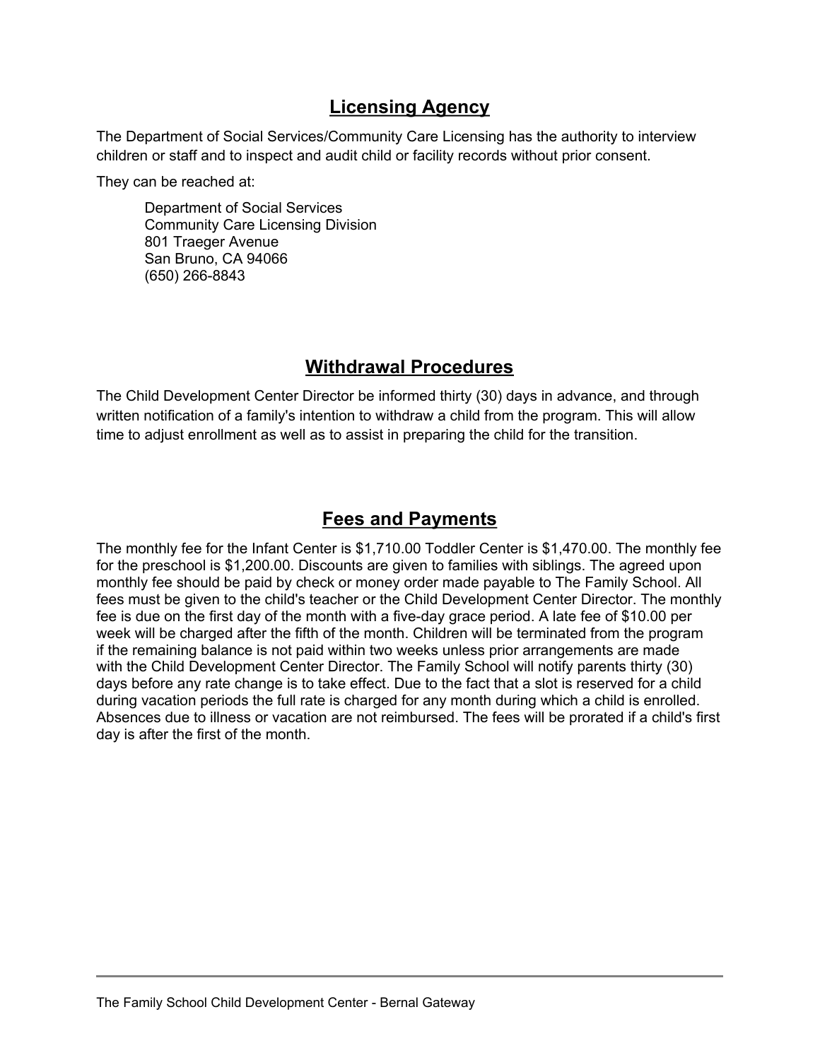## Licensing Agency

The Department of Social Services/Community Care Licensing has the authority to interview children or staff and to inspect and audit child or facility records without prior consent.

They can be reached at:

Department of Social Services
Community Care Licensing Division
801 Traeger Avenue
San Bruno, CA 94066
(650) 266-8843

## Withdrawal Procedures

The Child Development Center Director be informed thirty (30) days in advance, and through written notification of a family's intention to withdraw a child from the program. This will allow time to adjust enrollment as well as to assist in preparing the child for the transition.

## Fees and Payments

The monthly fee for the Infant Center is $1,710.00 Toddler Center is $1,470.00. The monthly fee for the preschool is $1,200.00. Discounts are given to families with siblings. The agreed upon monthly fee should be paid by check or money order made payable to The Family School. All fees must be given to the child's teacher or the Child Development Center Director. The monthly fee is due on the first day of the month with a five-day grace period. A late fee of $10.00 per week will be charged after the fifth of the month. Children will be terminated from the program if the remaining balance is not paid within two weeks unless prior arrangements are made with the Child Development Center Director. The Family School will notify parents thirty (30) days before any rate change is to take effect. Due to the fact that a slot is reserved for a child during vacation periods the full rate is charged for any month during which a child is enrolled. Absences due to illness or vacation are not reimbursed. The fees will be prorated if a child's first day is after the first of the month.